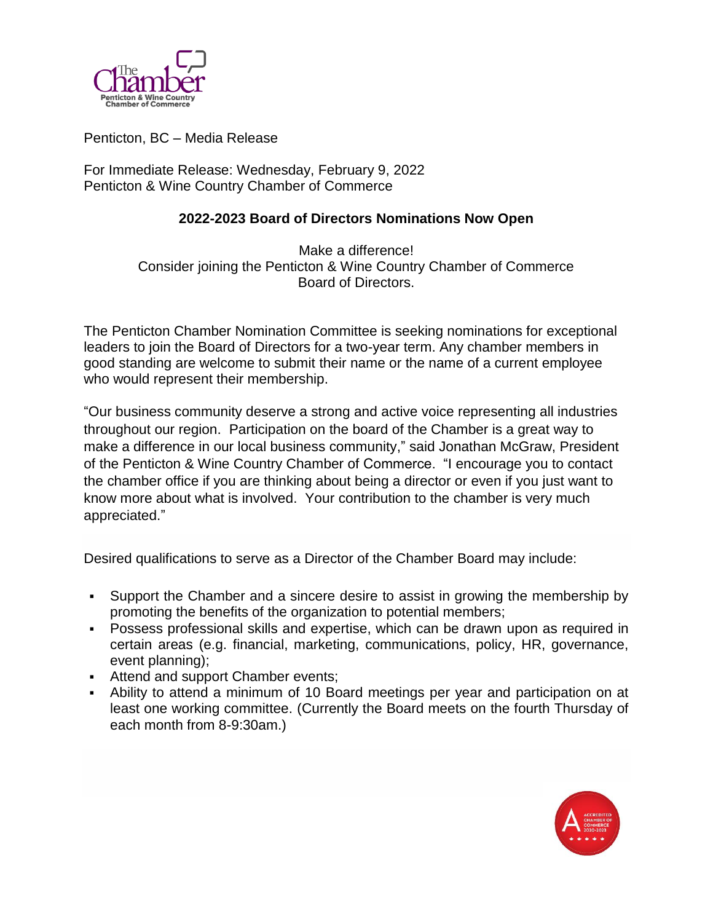Penticton, BC – Media Release

For Immediate Release: Wednesday, February 9, 2022
Penticton & Wine Country Chamber of Commerce

## 2022-2023 Board of Directors Nominations Now Open

Make a difference!
Consider joining the Penticton & Wine Country Chamber of Commerce
Board of Directors.

The Penticton Chamber Nomination Committee is seeking nominations for exceptional leaders to join the Board of Directors for a two-year term. Any chamber members in good standing are welcome to submit their name or the name of a current employee who would represent their membership.

"Our business community deserve a strong and active voice representing all industries throughout our region. Participation on the board of the Chamber is a great way to make a difference in our local business community," said Jonathan McGraw, President of the Penticton & Wine Country Chamber of Commerce. "I encourage you to contact the chamber office if you are thinking about being a director or even if you just want to know more about what is involved. Your contribution to the chamber is very much appreciated."

Desired qualifications to serve as a Director of the Chamber Board may include:

- Support the Chamber and a sincere desire to assist in growing the membership by promoting the benefits of the organization to potential members;
- Possess professional skills and expertise, which can be drawn upon as required in certain areas (e.g. financial, marketing, communications, policy, HR, governance, event planning);
- Attend and support Chamber events;
- Ability to attend a minimum of 10 Board meetings per year and participation on at least one working committee. (Currently the Board meets on the fourth Thursday of each month from 8-9:30am.)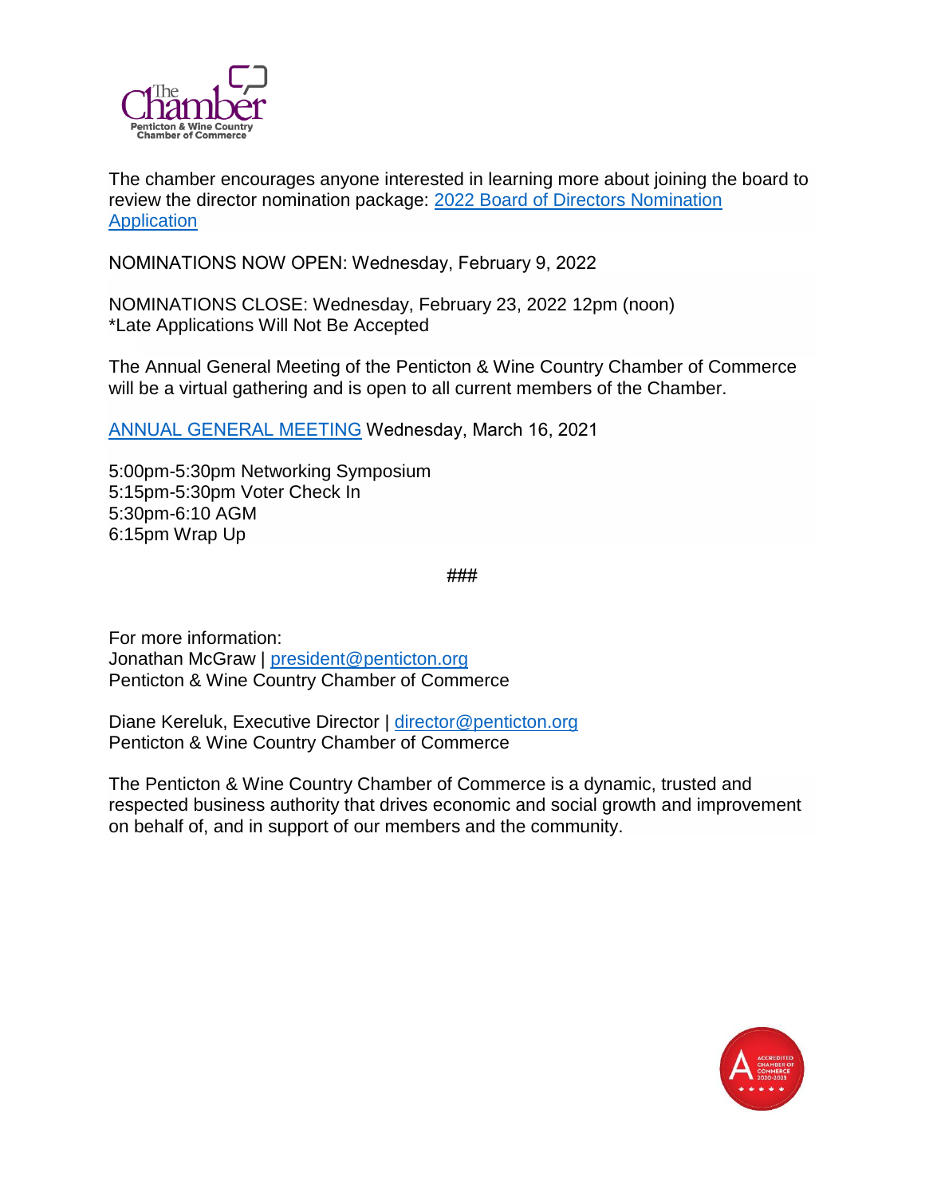The chamber encourages anyone interested in learning more about joining the board to review the director nomination package: [2022 Board of Directors Nomination Application]

NOMINATIONS NOW OPEN: Wednesday, February 9, 2022

NOMINATIONS CLOSE: Wednesday, February 23, 2022 12pm (noon)
*Late Applications Will Not Be Accepted

The Annual General Meeting of the Penticton & Wine Country Chamber of Commerce will be a virtual gathering and is open to all current members of the Chamber.

ANNUAL GENERAL MEETING Wednesday, March 16, 2021

5:00pm-5:30pm Networking Symposium
5:15pm-5:30pm Voter Check In
5:30pm-6:10 AGM
6:15pm Wrap Up

###

For more information:
Jonathan McGraw | president@penticton.org
Penticton & Wine Country Chamber of Commerce

Diane Kereluk, Executive Director | director@penticton.org
Penticton & Wine Country Chamber of Commerce

The Penticton & Wine Country Chamber of Commerce is a dynamic, trusted and respected business authority that drives economic and social growth and improvement on behalf of, and in support of our members and the community.